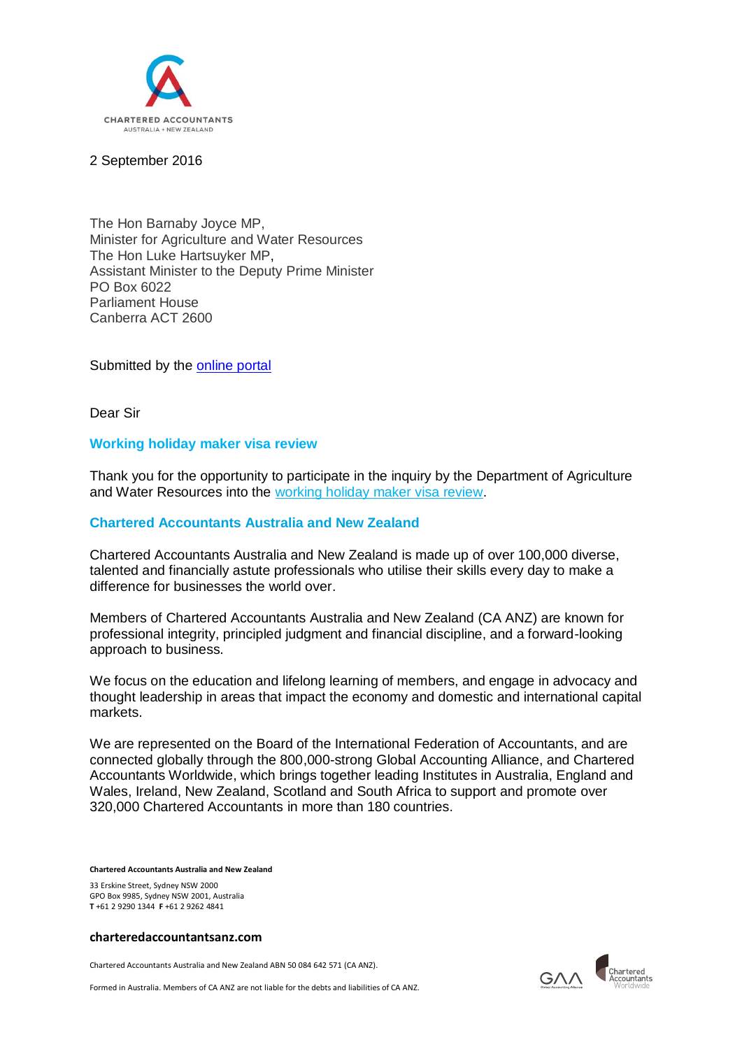CHARTERED ACCOUNTANTS
AUSTRALIA + NEW ZEALAND

2 September 2016

The Hon Barnaby Joyce MP,
Minister for Agriculture and Water Resources
The Hon Luke Hartsuyker MP,
Assistant Minister to the Deputy Prime Minister
PO Box 6022
Parliament House
Canberra ACT 2600

Submitted by the online portal

Dear Sir

## Working holiday maker visa review

Thank you for the opportunity to participate in the inquiry by the Department of Agriculture and Water Resources into the working holiday maker visa review.

## Chartered Accountants Australia and New Zealand

Chartered Accountants Australia and New Zealand is made up of over 100,000 diverse, talented and financially astute professionals who utilise their skills every day to make a difference for businesses the world over.

Members of Chartered Accountants Australia and New Zealand (CA ANZ) are known for professional integrity, principled judgment and financial discipline, and a forward-looking approach to business.

We focus on the education and lifelong learning of members, and engage in advocacy and thought leadership in areas that impact the economy and domestic and international capital markets.

We are represented on the Board of the International Federation of Accountants, and are connected globally through the 800,000-strong Global Accounting Alliance, and Chartered Accountants Worldwide, which brings together leading Institutes in Australia, England and Wales, Ireland, New Zealand, Scotland and South Africa to support and promote over 320,000 Chartered Accountants in more than 180 countries.

**Chartered Accountants Australia and New Zealand**

33 Erskine Street, Sydney NSW 2000
GPO Box 9985, Sydney NSW 2001, Australia
**T** +61 2 9290 1344 **F** +61 2 9262 4841

**charteredaccountantsanz.com**

Chartered Accountants Australia and New Zealand ABN 50 084 642 571 (CA ANZ).

Formed in Australia. Members of CA ANZ are not liable for the debts and liabilities of CA ANZ.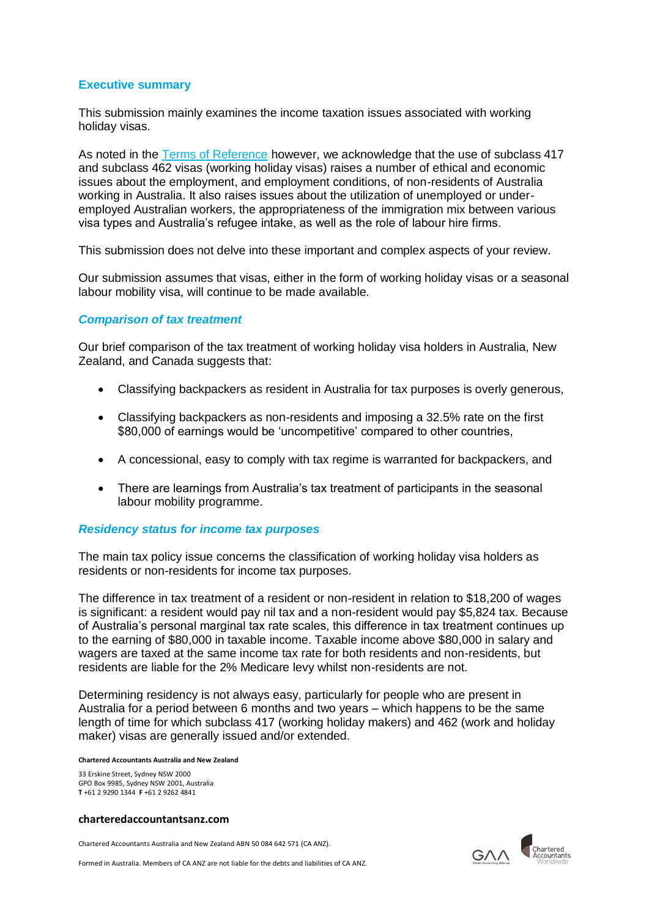## Executive summary

This submission mainly examines the income taxation issues associated with working holiday visas.

As noted in the [Terms of Reference](#) however, we acknowledge that the use of subclass 417 and subclass 462 visas (working holiday visas) raises a number of ethical and economic issues about the employment, and employment conditions, of non-residents of Australia working in Australia. It also raises issues about the utilization of unemployed or under-employed Australian workers, the appropriateness of the immigration mix between various visa types and Australia's refugee intake, as well as the role of labour hire firms.

This submission does not delve into these important and complex aspects of your review.

Our submission assumes that visas, either in the form of working holiday visas or a seasonal labour mobility visa, will continue to be made available.

### *Comparison of tax treatment*

Our brief comparison of the tax treatment of working holiday visa holders in Australia, New Zealand, and Canada suggests that:

- Classifying backpackers as resident in Australia for tax purposes is overly generous,
- Classifying backpackers as non-residents and imposing a 32.5% rate on the first $80,000 of earnings would be 'uncompetitive' compared to other countries,
- A concessional, easy to comply with tax regime is warranted for backpackers, and
- There are learnings from Australia's tax treatment of participants in the seasonal labour mobility programme.

### *Residency status for income tax purposes*

The main tax policy issue concerns the classification of working holiday visa holders as residents or non-residents for income tax purposes.

The difference in tax treatment of a resident or non-resident in relation to $18,200 of wages is significant: a resident would pay nil tax and a non-resident would pay $5,824 tax. Because of Australia's personal marginal tax rate scales, this difference in tax treatment continues up to the earning of $80,000 in taxable income. Taxable income above $80,000 in salary and wagers are taxed at the same income tax rate for both residents and non-residents, but residents are liable for the 2% Medicare levy whilst non-residents are not.

Determining residency is not always easy, particularly for people who are present in Australia for a period between 6 months and two years – which happens to be the same length of time for which subclass 417 (working holiday makers) and 462 (work and holiday maker) visas are generally issued and/or extended.

**Chartered Accountants Australia and New Zealand**

33 Erskine Street, Sydney NSW 2000
GPO Box 9985, Sydney NSW 2001, Australia
**T** +61 2 9290 1344 **F** +61 2 9262 4841

**charteredaccountantsanz.com**

Chartered Accountants Australia and New Zealand ABN 50 084 642 571 (CA ANZ).

Formed in Australia. Members of CA ANZ are not liable for the debts and liabilities of CA ANZ.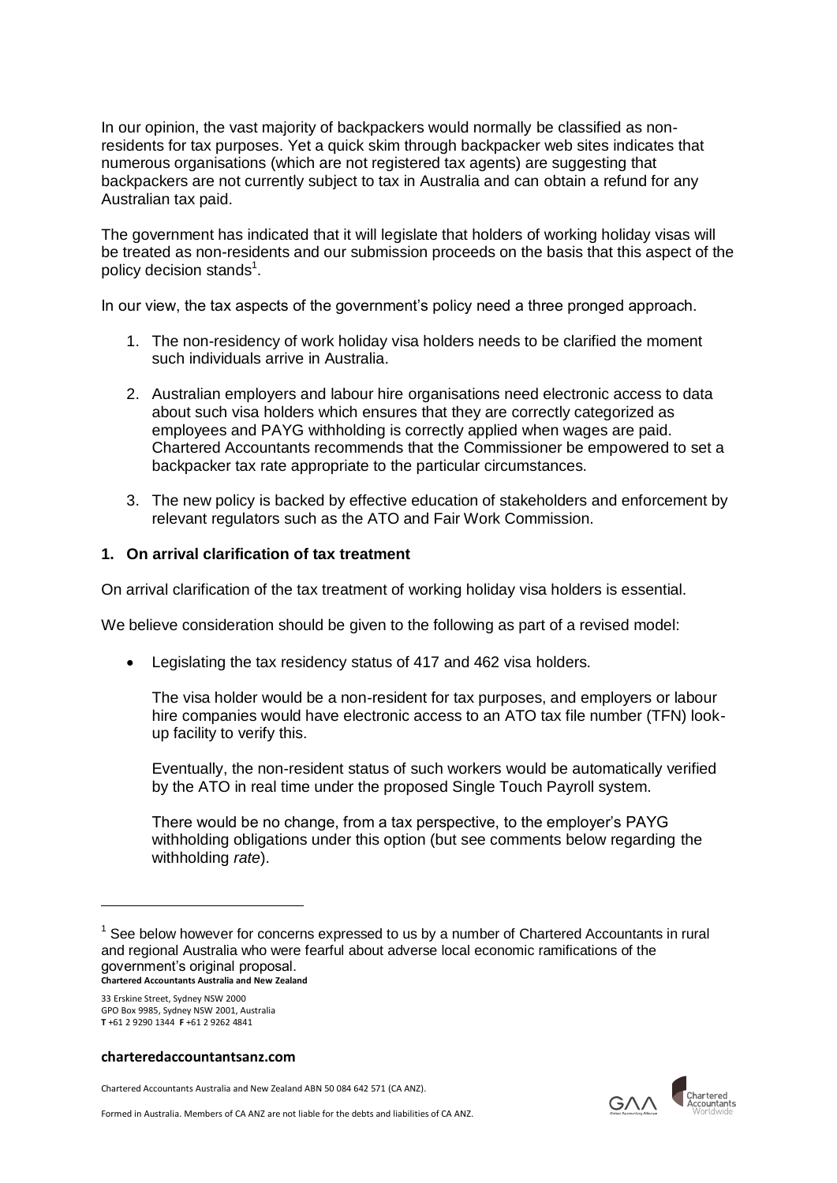In our opinion, the vast majority of backpackers would normally be classified as non-residents for tax purposes. Yet a quick skim through backpacker web sites indicates that numerous organisations (which are not registered tax agents) are suggesting that backpackers are not currently subject to tax in Australia and can obtain a refund for any Australian tax paid.

The government has indicated that it will legislate that holders of working holiday visas will be treated as non-residents and our submission proceeds on the basis that this aspect of the policy decision stands[1].

In our view, the tax aspects of the government's policy need a three pronged approach.

1. The non-residency of work holiday visa holders needs to be clarified the moment such individuals arrive in Australia.
2. Australian employers and labour hire organisations need electronic access to data about such visa holders which ensures that they are correctly categorized as employees and PAYG withholding is correctly applied when wages are paid. Chartered Accountants recommends that the Commissioner be empowered to set a backpacker tax rate appropriate to the particular circumstances.
3. The new policy is backed by effective education of stakeholders and enforcement by relevant regulators such as the ATO and Fair Work Commission.

## 1. On arrival clarification of tax treatment

On arrival clarification of the tax treatment of working holiday visa holders is essential.

We believe consideration should be given to the following as part of a revised model:

- Legislating the tax residency status of 417 and 462 visa holders.

  The visa holder would be a non-resident for tax purposes, and employers or labour hire companies would have electronic access to an ATO tax file number (TFN) look-up facility to verify this.

  Eventually, the non-resident status of such workers would be automatically verified by the ATO in real time under the proposed Single Touch Payroll system.

  There would be no change, from a tax perspective, to the employer's PAYG withholding obligations under this option (but see comments below regarding the withholding *rate*).

---

[1] See below however for concerns expressed to us by a number of Chartered Accountants in rural and regional Australia who were fearful about adverse local economic ramifications of the government's original proposal.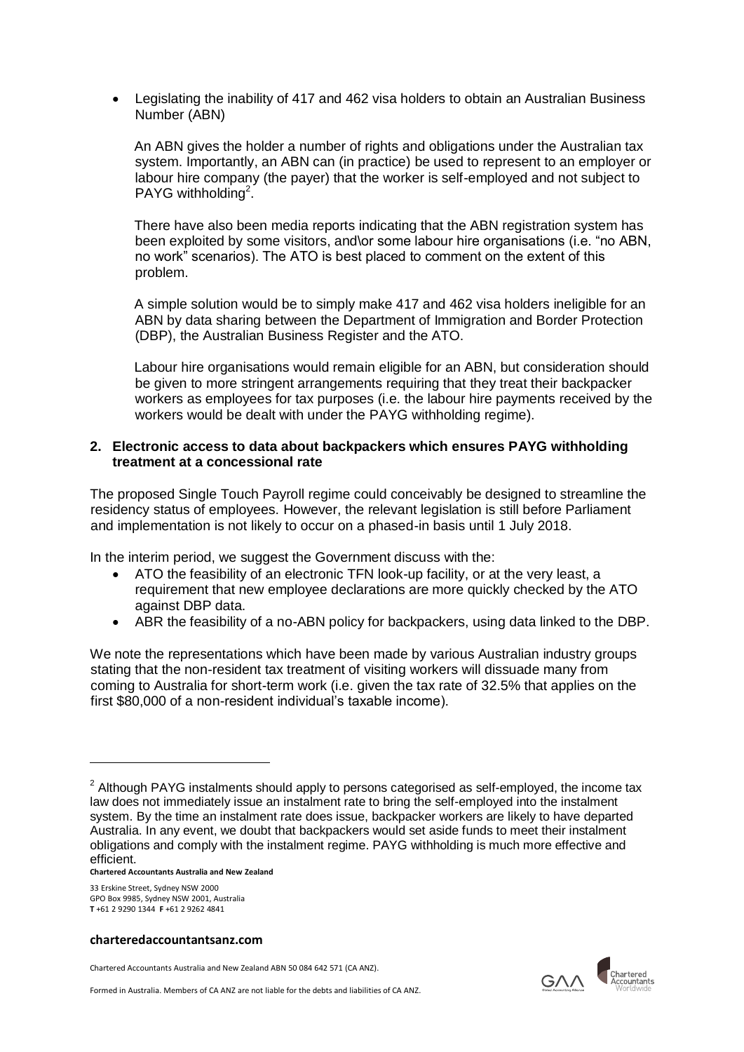- Legislating the inability of 417 and 462 visa holders to obtain an Australian Business Number (ABN)

  An ABN gives the holder a number of rights and obligations under the Australian tax system. Importantly, an ABN can (in practice) be used to represent to an employer or labour hire company (the payer) that the worker is self-employed and not subject to PAYG withholding[2].

  There have also been media reports indicating that the ABN registration system has been exploited by some visitors, and\or some labour hire organisations (i.e. "no ABN, no work" scenarios). The ATO is best placed to comment on the extent of this problem.

  A simple solution would be to simply make 417 and 462 visa holders ineligible for an ABN by data sharing between the Department of Immigration and Border Protection (DBP), the Australian Business Register and the ATO.

  Labour hire organisations would remain eligible for an ABN, but consideration should be given to more stringent arrangements requiring that they treat their backpacker workers as employees for tax purposes (i.e. the labour hire payments received by the workers would be dealt with under the PAYG withholding regime).

**2. Electronic access to data about backpackers which ensures PAYG withholding treatment at a concessional rate**

The proposed Single Touch Payroll regime could conceivably be designed to streamline the residency status of employees. However, the relevant legislation is still before Parliament and implementation is not likely to occur on a phased-in basis until 1 July 2018.

In the interim period, we suggest the Government discuss with the:

- ATO the feasibility of an electronic TFN look-up facility, or at the very least, a requirement that new employee declarations are more quickly checked by the ATO against DBP data.
- ABR the feasibility of a no-ABN policy for backpackers, using data linked to the DBP.

We note the representations which have been made by various Australian industry groups stating that the non-resident tax treatment of visiting workers will dissuade many from coming to Australia for short-term work (i.e. given the tax rate of 32.5% that applies on the first $80,000 of a non-resident individual's taxable income).

---

[2] Although PAYG instalments should apply to persons categorised as self-employed, the income tax law does not immediately issue an instalment rate to bring the self-employed into the instalment system. By the time an instalment rate does issue, backpacker workers are likely to have departed Australia. In any event, we doubt that backpackers would set aside funds to meet their instalment obligations and comply with the instalment regime. PAYG withholding is much more effective and efficient.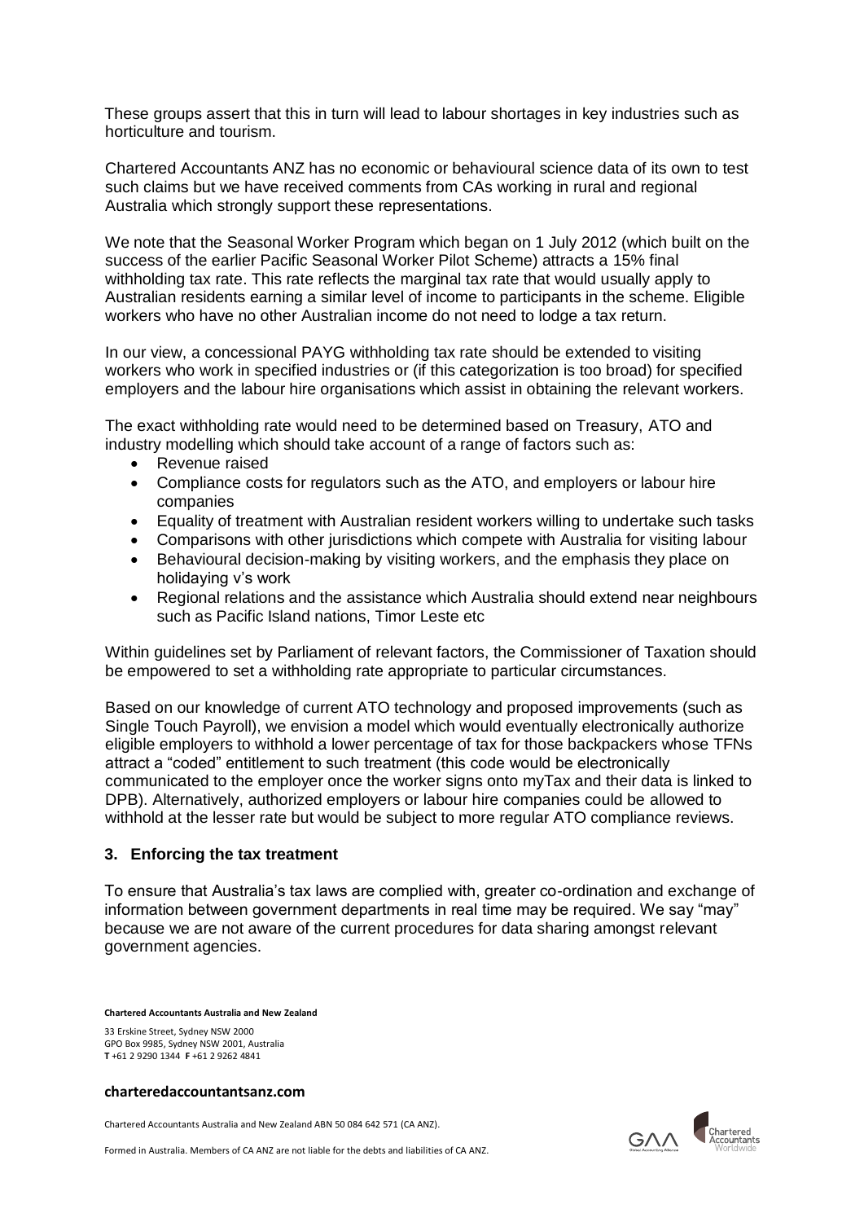These groups assert that this in turn will lead to labour shortages in key industries such as horticulture and tourism.

Chartered Accountants ANZ has no economic or behavioural science data of its own to test such claims but we have received comments from CAs working in rural and regional Australia which strongly support these representations.

We note that the Seasonal Worker Program which began on 1 July 2012 (which built on the success of the earlier Pacific Seasonal Worker Pilot Scheme) attracts a 15% final withholding tax rate. This rate reflects the marginal tax rate that would usually apply to Australian residents earning a similar level of income to participants in the scheme. Eligible workers who have no other Australian income do not need to lodge a tax return.

In our view, a concessional PAYG withholding tax rate should be extended to visiting workers who work in specified industries or (if this categorization is too broad) for specified employers and the labour hire organisations which assist in obtaining the relevant workers.

The exact withholding rate would need to be determined based on Treasury, ATO and industry modelling which should take account of a range of factors such as:

- Revenue raised
- Compliance costs for regulators such as the ATO, and employers or labour hire companies
- Equality of treatment with Australian resident workers willing to undertake such tasks
- Comparisons with other jurisdictions which compete with Australia for visiting labour
- Behavioural decision-making by visiting workers, and the emphasis they place on holidaying v's work
- Regional relations and the assistance which Australia should extend near neighbours such as Pacific Island nations, Timor Leste etc

Within guidelines set by Parliament of relevant factors, the Commissioner of Taxation should be empowered to set a withholding rate appropriate to particular circumstances.

Based on our knowledge of current ATO technology and proposed improvements (such as Single Touch Payroll), we envision a model which would eventually electronically authorize eligible employers to withhold a lower percentage of tax for those backpackers whose TFNs attract a "coded" entitlement to such treatment (this code would be electronically communicated to the employer once the worker signs onto myTax and their data is linked to DPB). Alternatively, authorized employers or labour hire companies could be allowed to withhold at the lesser rate but would be subject to more regular ATO compliance reviews.

### 3. Enforcing the tax treatment

To ensure that Australia's tax laws are complied with, greater co-ordination and exchange of information between government departments in real time may be required. We say "may" because we are not aware of the current procedures for data sharing amongst relevant government agencies.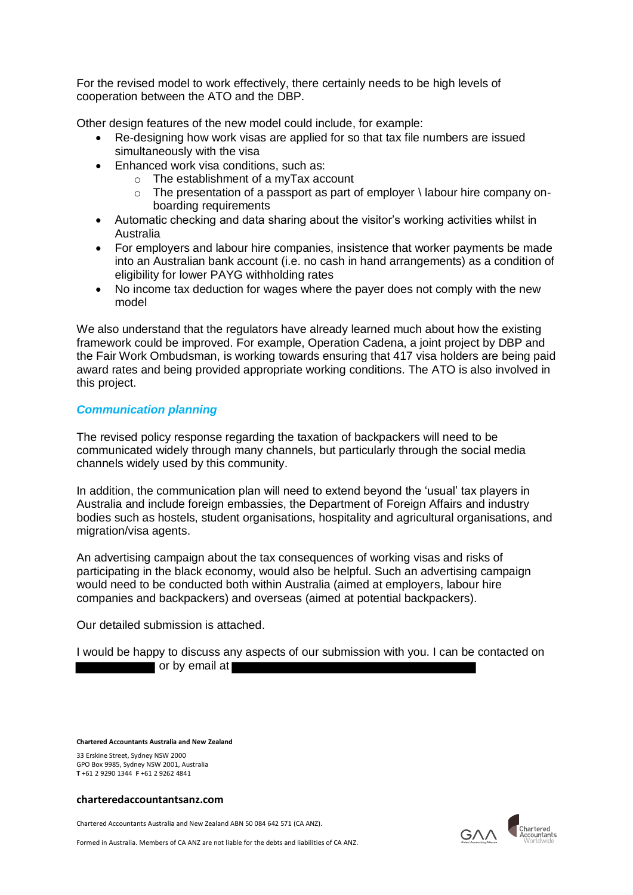For the revised model to work effectively, there certainly needs to be high levels of cooperation between the ATO and the DBP.

Other design features of the new model could include, for example:

- Re-designing how work visas are applied for so that tax file numbers are issued simultaneously with the visa
- Enhanced work visa conditions, such as:
  - The establishment of a myTax account
  - The presentation of a passport as part of employer \ labour hire company on-boarding requirements
- Automatic checking and data sharing about the visitor's working activities whilst in Australia
- For employers and labour hire companies, insistence that worker payments be made into an Australian bank account (i.e. no cash in hand arrangements) as a condition of eligibility for lower PAYG withholding rates
- No income tax deduction for wages where the payer does not comply with the new model

We also understand that the regulators have already learned much about how the existing framework could be improved. For example, Operation Cadena, a joint project by DBP and the Fair Work Ombudsman, is working towards ensuring that 417 visa holders are being paid award rates and being provided appropriate working conditions. The ATO is also involved in this project.

### *Communication planning*

The revised policy response regarding the taxation of backpackers will need to be communicated widely through many channels, but particularly through the social media channels widely used by this community.

In addition, the communication plan will need to extend beyond the 'usual' tax players in Australia and include foreign embassies, the Department of Foreign Affairs and industry bodies such as hostels, student organisations, hospitality and agricultural organisations, and migration/visa agents.

An advertising campaign about the tax consequences of working visas and risks of participating in the black economy, would also be helpful. Such an advertising campaign would need to be conducted both within Australia (aimed at employers, labour hire companies and backpackers) and overseas (aimed at potential backpackers).

Our detailed submission is attached.

I would be happy to discuss any aspects of our submission with you. I can be contacted on [REDACTED] or by email at [REDACTED]

**Chartered Accountants Australia and New Zealand**

33 Erskine Street, Sydney NSW 2000
GPO Box 9985, Sydney NSW 2001, Australia
**T** +61 2 9290 1344 **F** +61 2 9262 4841

**charteredaccountantsanz.com**

Chartered Accountants Australia and New Zealand ABN 50 084 642 571 (CA ANZ).

Formed in Australia. Members of CA ANZ are not liable for the debts and liabilities of CA ANZ.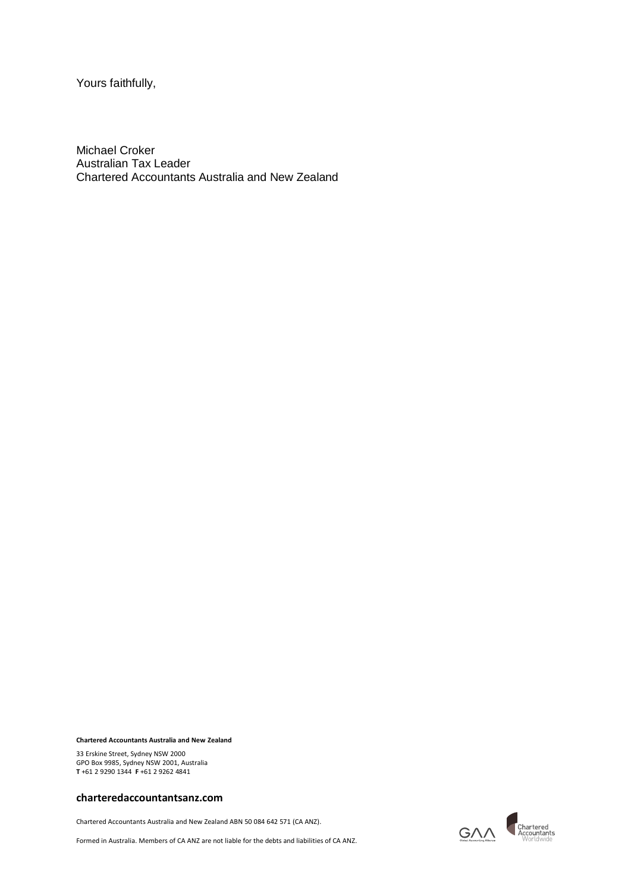Yours faithfully,

Michael Croker
Australian Tax Leader
Chartered Accountants Australia and New Zealand

**Chartered Accountants Australia and New Zealand**

33 Erskine Street, Sydney NSW 2000
GPO Box 9985, Sydney NSW 2001, Australia
**T** +61 2 9290 1344 **F** +61 2 9262 4841

**charteredaccountantsanz.com**

Chartered Accountants Australia and New Zealand ABN 50 084 642 571 (CA ANZ).

Formed in Australia. Members of CA ANZ are not liable for the debts and liabilities of CA ANZ.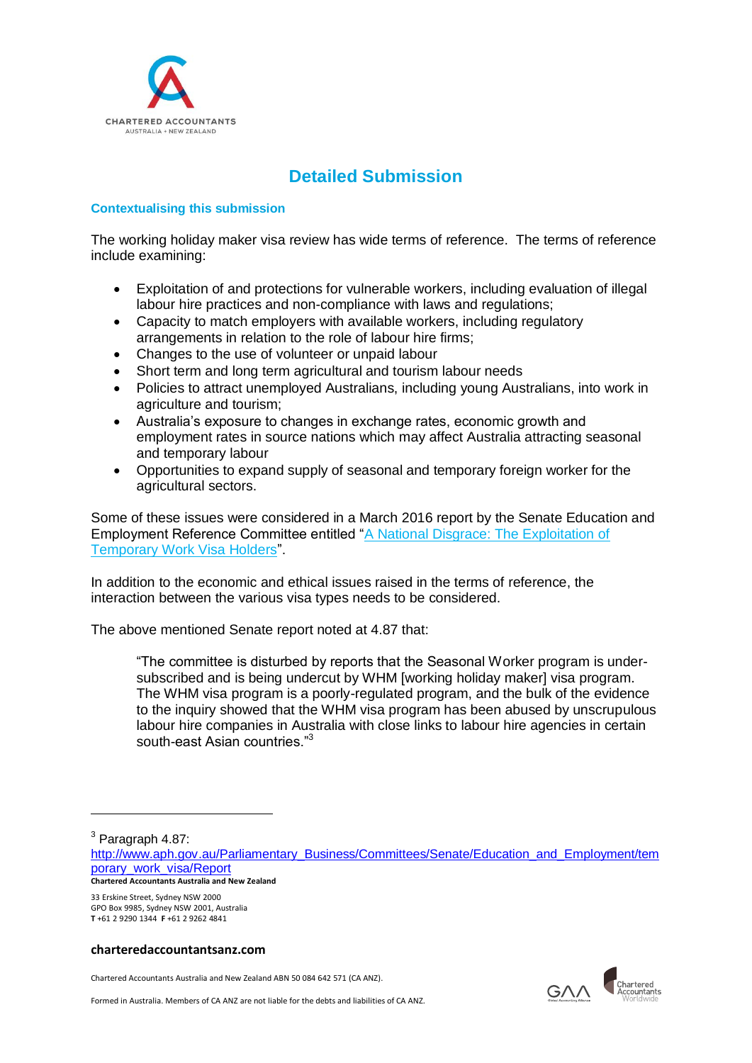# Detailed Submission

## Contextualising this submission

The working holiday maker visa review has wide terms of reference. The terms of reference include examining:

- Exploitation of and protections for vulnerable workers, including evaluation of illegal labour hire practices and non-compliance with laws and regulations;
- Capacity to match employers with available workers, including regulatory arrangements in relation to the role of labour hire firms;
- Changes to the use of volunteer or unpaid labour
- Short term and long term agricultural and tourism labour needs
- Policies to attract unemployed Australians, including young Australians, into work in agriculture and tourism;
- Australia's exposure to changes in exchange rates, economic growth and employment rates in source nations which may affect Australia attracting seasonal and temporary labour
- Opportunities to expand supply of seasonal and temporary foreign worker for the agricultural sectors.

Some of these issues were considered in a March 2016 report by the Senate Education and Employment Reference Committee entitled "[A National Disgrace: The Exploitation of Temporary Work Visa Holders]".

In addition to the economic and ethical issues raised in the terms of reference, the interaction between the various visa types needs to be considered.

The above mentioned Senate report noted at 4.87 that:

> "The committee is disturbed by reports that the Seasonal Worker program is under-subscribed and is being undercut by WHM [working holiday maker] visa program. The WHM visa program is a poorly-regulated program, and the bulk of the evidence to the inquiry showed that the WHM visa program has been abused by unscrupulous labour hire companies in Australia with close links to labour hire agencies in certain south-east Asian countries."[3]

---

[3] Paragraph 4.87: http://www.aph.gov.au/Parliamentary_Business/Committees/Senate/Education_and_Employment/temporary_work_visa/Report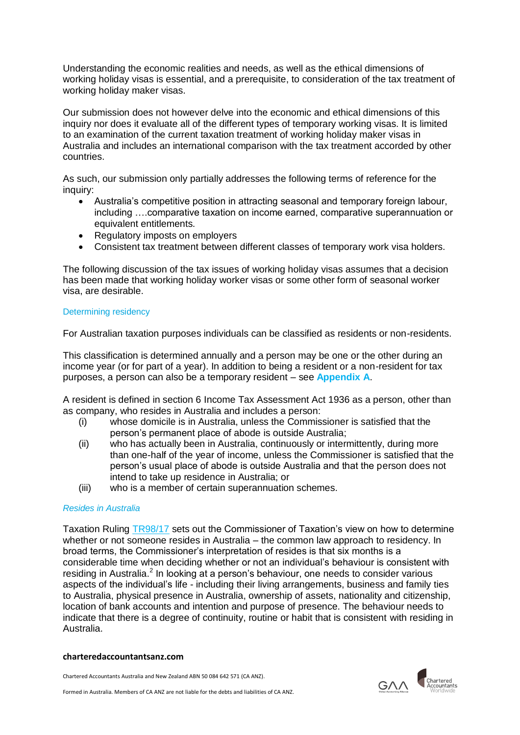Understanding the economic realities and needs, as well as the ethical dimensions of working holiday visas is essential, and a prerequisite, to consideration of the tax treatment of working holiday maker visas.

Our submission does not however delve into the economic and ethical dimensions of this inquiry nor does it evaluate all of the different types of temporary working visas. It is limited to an examination of the current taxation treatment of working holiday maker visas in Australia and includes an international comparison with the tax treatment accorded by other countries.

As such, our submission only partially addresses the following terms of reference for the inquiry:

- Australia's competitive position in attracting seasonal and temporary foreign labour, including ….comparative taxation on income earned, comparative superannuation or equivalent entitlements.
- Regulatory imposts on employers
- Consistent tax treatment between different classes of temporary work visa holders.

The following discussion of the tax issues of working holiday visas assumes that a decision has been made that working holiday worker visas or some other form of seasonal worker visa, are desirable.

## Determining residency

For Australian taxation purposes individuals can be classified as residents or non-residents.

This classification is determined annually and a person may be one or the other during an income year (or for part of a year). In addition to being a resident or a non-resident for tax purposes, a person can also be a temporary resident – see **Appendix A**.

A resident is defined in section 6 Income Tax Assessment Act 1936 as a person, other than as company, who resides in Australia and includes a person:

(i) whose domicile is in Australia, unless the Commissioner is satisfied that the person's permanent place of abode is outside Australia;

(ii) who has actually been in Australia, continuously or intermittently, during more than one-half of the year of income, unless the Commissioner is satisfied that the person's usual place of abode is outside Australia and that the person does not intend to take up residence in Australia; or

(iii) who is a member of certain superannuation schemes.

### *Resides in Australia*

Taxation Ruling TR98/17 sets out the Commissioner of Taxation's view on how to determine whether or not someone resides in Australia – the common law approach to residency. In broad terms, the Commissioner's interpretation of resides is that six months is a considerable time when deciding whether or not an individual's behaviour is consistent with residing in Australia.[2] In looking at a person's behaviour, one needs to consider various aspects of the individual's life - including their living arrangements, business and family ties to Australia, physical presence in Australia, ownership of assets, nationality and citizenship, location of bank accounts and intention and purpose of presence. The behaviour needs to indicate that there is a degree of continuity, routine or habit that is consistent with residing in Australia.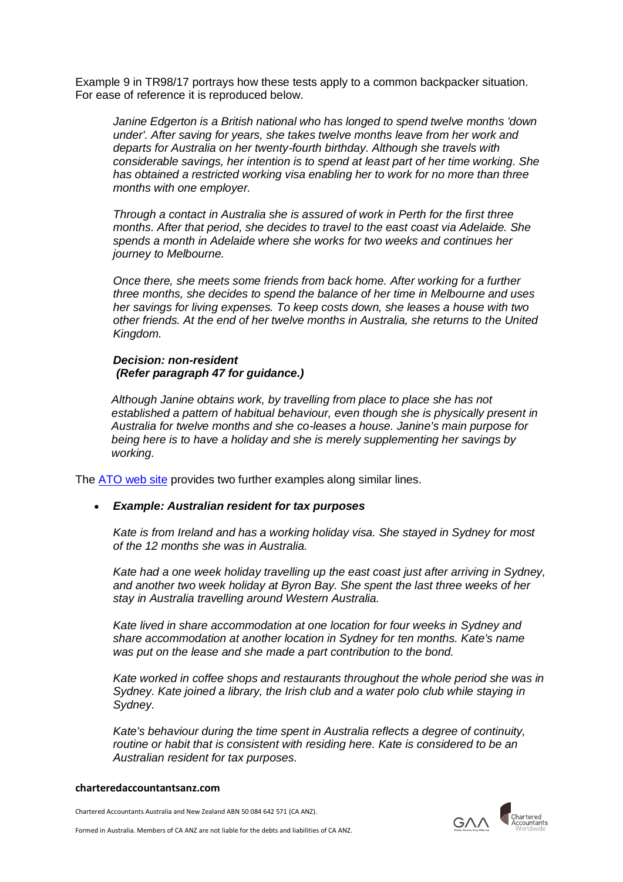Example 9 in TR98/17 portrays how these tests apply to a common backpacker situation. For ease of reference it is reproduced below.

> *Janine Edgerton is a British national who has longed to spend twelve months 'down under'. After saving for years, she takes twelve months leave from her work and departs for Australia on her twenty-fourth birthday. Although she travels with considerable savings, her intention is to spend at least part of her time working. She has obtained a restricted working visa enabling her to work for no more than three months with one employer.*
>
> *Through a contact in Australia she is assured of work in Perth for the first three months. After that period, she decides to travel to the east coast via Adelaide. She spends a month in Adelaide where she works for two weeks and continues her journey to Melbourne.*
>
> *Once there, she meets some friends from back home. After working for a further three months, she decides to spend the balance of her time in Melbourne and uses her savings for living expenses. To keep costs down, she leases a house with two other friends. At the end of her twelve months in Australia, she returns to the United Kingdom.*
>
> ***Decision: non-resident***
> ***(Refer paragraph 47 for guidance.)***
>
> *Although Janine obtains work, by travelling from place to place she has not established a pattern of habitual behaviour, even though she is physically present in Australia for twelve months and she co-leases a house. Janine's main purpose for being here is to have a holiday and she is merely supplementing her savings by working.*

The ATO web site provides two further examples along similar lines.

- ***Example: Australian resident for tax purposes***

  *Kate is from Ireland and has a working holiday visa. She stayed in Sydney for most of the 12 months she was in Australia.*

  *Kate had a one week holiday travelling up the east coast just after arriving in Sydney, and another two week holiday at Byron Bay. She spent the last three weeks of her stay in Australia travelling around Western Australia.*

  *Kate lived in share accommodation at one location for four weeks in Sydney and share accommodation at another location in Sydney for ten months. Kate's name was put on the lease and she made a part contribution to the bond.*

  *Kate worked in coffee shops and restaurants throughout the whole period she was in Sydney. Kate joined a library, the Irish club and a water polo club while staying in Sydney.*

  *Kate's behaviour during the time spent in Australia reflects a degree of continuity, routine or habit that is consistent with residing here. Kate is considered to be an Australian resident for tax purposes.*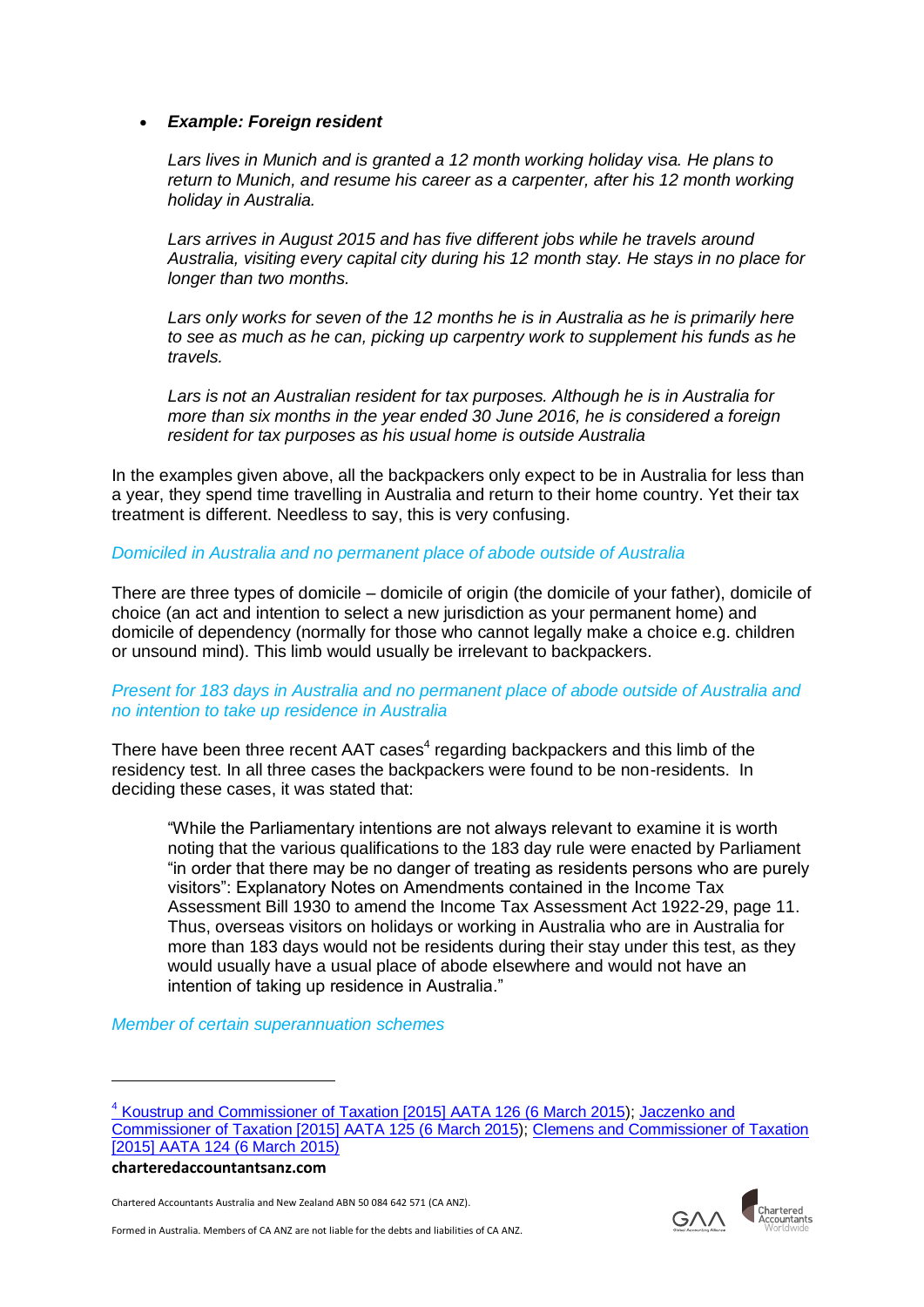- ***Example: Foreign resident***

  *Lars lives in Munich and is granted a 12 month working holiday visa. He plans to return to Munich, and resume his career as a carpenter, after his 12 month working holiday in Australia.*

  *Lars arrives in August 2015 and has five different jobs while he travels around Australia, visiting every capital city during his 12 month stay. He stays in no place for longer than two months.*

  *Lars only works for seven of the 12 months he is in Australia as he is primarily here to see as much as he can, picking up carpentry work to supplement his funds as he travels.*

  *Lars is not an Australian resident for tax purposes. Although he is in Australia for more than six months in the year ended 30 June 2016, he is considered a foreign resident for tax purposes as his usual home is outside Australia*

In the examples given above, all the backpackers only expect to be in Australia for less than a year, they spend time travelling in Australia and return to their home country. Yet their tax treatment is different. Needless to say, this is very confusing.

### *Domiciled in Australia and no permanent place of abode outside of Australia*

There are three types of domicile – domicile of origin (the domicile of your father), domicile of choice (an act and intention to select a new jurisdiction as your permanent home) and domicile of dependency (normally for those who cannot legally make a choice e.g. children or unsound mind). This limb would usually be irrelevant to backpackers.

### *Present for 183 days in Australia and no permanent place of abode outside of Australia and no intention to take up residence in Australia*

There have been three recent AAT cases[4] regarding backpackers and this limb of the residency test. In all three cases the backpackers were found to be non-residents. In deciding these cases, it was stated that:

> "While the Parliamentary intentions are not always relevant to examine it is worth noting that the various qualifications to the 183 day rule were enacted by Parliament "in order that there may be no danger of treating as residents persons who are purely visitors": Explanatory Notes on Amendments contained in the Income Tax Assessment Bill 1930 to amend the Income Tax Assessment Act 1922-29, page 11. Thus, overseas visitors on holidays or working in Australia who are in Australia for more than 183 days would not be residents during their stay under this test, as they would usually have a usual place of abode elsewhere and would not have an intention of taking up residence in Australia."

### *Member of certain superannuation schemes*

---

[4] Koustrup and Commissioner of Taxation [2015] AATA 126 (6 March 2015); Jaczenko and Commissioner of Taxation [2015] AATA 125 (6 March 2015); Clemens and Commissioner of Taxation [2015] AATA 124 (6 March 2015)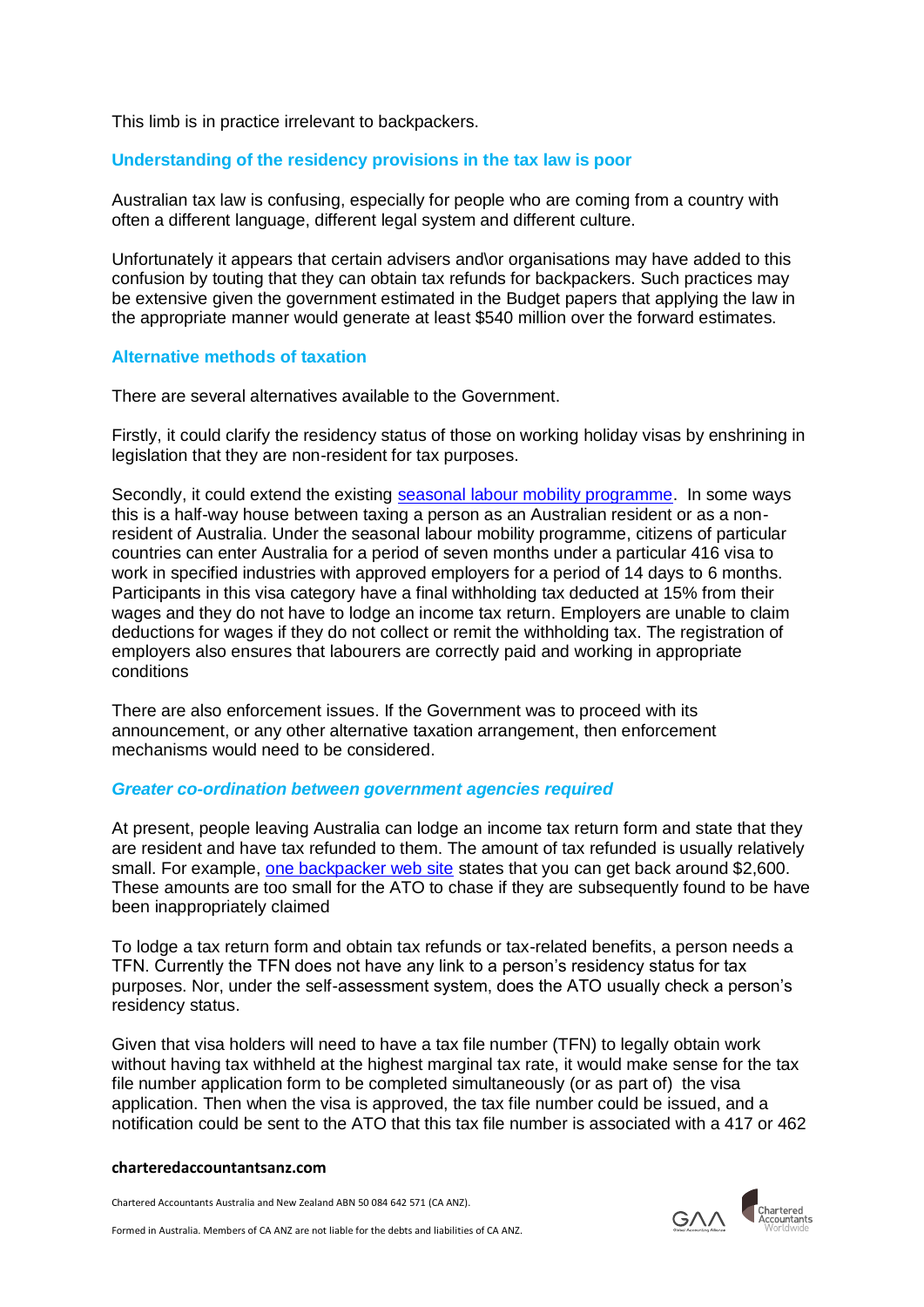This limb is in practice irrelevant to backpackers.

### Understanding of the residency provisions in the tax law is poor

Australian tax law is confusing, especially for people who are coming from a country with often a different language, different legal system and different culture.

Unfortunately it appears that certain advisers and\or organisations may have added to this confusion by touting that they can obtain tax refunds for backpackers. Such practices may be extensive given the government estimated in the Budget papers that applying the law in the appropriate manner would generate at least $540 million over the forward estimates.

### Alternative methods of taxation

There are several alternatives available to the Government.

Firstly, it could clarify the residency status of those on working holiday visas by enshrining in legislation that they are non-resident for tax purposes.

Secondly, it could extend the existing [seasonal labour mobility programme](). In some ways this is a half-way house between taxing a person as an Australian resident or as a non-resident of Australia. Under the seasonal labour mobility programme, citizens of particular countries can enter Australia for a period of seven months under a particular 416 visa to work in specified industries with approved employers for a period of 14 days to 6 months. Participants in this visa category have a final withholding tax deducted at 15% from their wages and they do not have to lodge an income tax return. Employers are unable to claim deductions for wages if they do not collect or remit the withholding tax. The registration of employers also ensures that labourers are correctly paid and working in appropriate conditions

There are also enforcement issues. If the Government was to proceed with its announcement, or any other alternative taxation arrangement, then enforcement mechanisms would need to be considered.

### *Greater co-ordination between government agencies required*

At present, people leaving Australia can lodge an income tax return form and state that they are resident and have tax refunded to them. The amount of tax refunded is usually relatively small. For example, [one backpacker web site]() states that you can get back around $2,600. These amounts are too small for the ATO to chase if they are subsequently found to be have been inappropriately claimed

To lodge a tax return form and obtain tax refunds or tax-related benefits, a person needs a TFN. Currently the TFN does not have any link to a person's residency status for tax purposes. Nor, under the self-assessment system, does the ATO usually check a person's residency status.

Given that visa holders will need to have a tax file number (TFN) to legally obtain work without having tax withheld at the highest marginal tax rate, it would make sense for the tax file number application form to be completed simultaneously (or as part of) the visa application. Then when the visa is approved, the tax file number could be issued, and a notification could be sent to the ATO that this tax file number is associated with a 417 or 462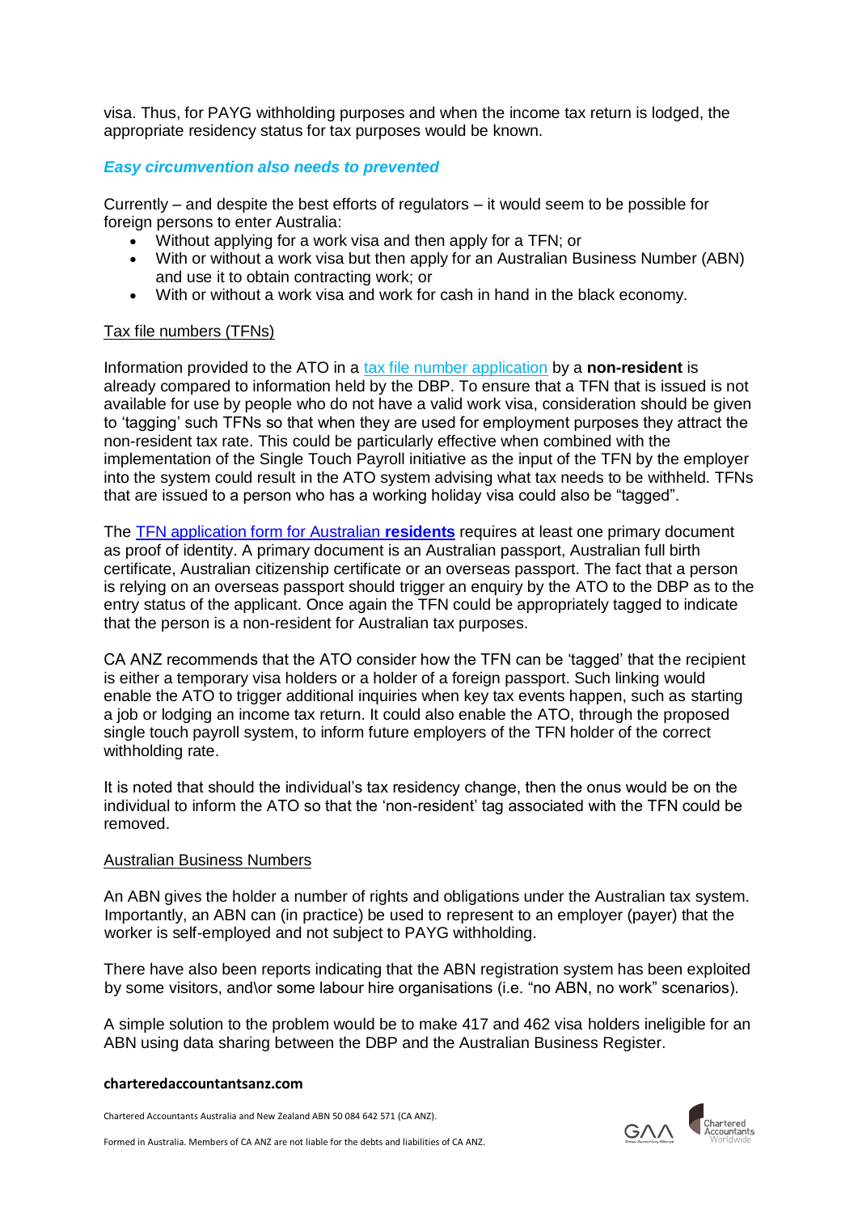visa. Thus, for PAYG withholding purposes and when the income tax return is lodged, the appropriate residency status for tax purposes would be known.

### *Easy circumvention also needs to prevented*

Currently – and despite the best efforts of regulators – it would seem to be possible for foreign persons to enter Australia:

- Without applying for a work visa and then apply for a TFN; or
- With or without a work visa but then apply for an Australian Business Number (ABN) and use it to obtain contracting work; or
- With or without a work visa and work for cash in hand in the black economy.

#### Tax file numbers (TFNs)

Information provided to the ATO in a tax file number application by a **non-resident** is already compared to information held by the DBP. To ensure that a TFN that is issued is not available for use by people who do not have a valid work visa, consideration should be given to 'tagging' such TFNs so that when they are used for employment purposes they attract the non-resident tax rate. This could be particularly effective when combined with the implementation of the Single Touch Payroll initiative as the input of the TFN by the employer into the system could result in the ATO system advising what tax needs to be withheld. TFNs that are issued to a person who has a working holiday visa could also be "tagged".

The TFN application form for Australian **residents** requires at least one primary document as proof of identity. A primary document is an Australian passport, Australian full birth certificate, Australian citizenship certificate or an overseas passport. The fact that a person is relying on an overseas passport should trigger an enquiry by the ATO to the DBP as to the entry status of the applicant. Once again the TFN could be appropriately tagged to indicate that the person is a non-resident for Australian tax purposes.

CA ANZ recommends that the ATO consider how the TFN can be 'tagged' that the recipient is either a temporary visa holders or a holder of a foreign passport. Such linking would enable the ATO to trigger additional inquiries when key tax events happen, such as starting a job or lodging an income tax return. It could also enable the ATO, through the proposed single touch payroll system, to inform future employers of the TFN holder of the correct withholding rate.

It is noted that should the individual's tax residency change, then the onus would be on the individual to inform the ATO so that the 'non-resident' tag associated with the TFN could be removed.

#### Australian Business Numbers

An ABN gives the holder a number of rights and obligations under the Australian tax system. Importantly, an ABN can (in practice) be used to represent to an employer (payer) that the worker is self-employed and not subject to PAYG withholding.

There have also been reports indicating that the ABN registration system has been exploited by some visitors, and\or some labour hire organisations (i.e. "no ABN, no work" scenarios).

A simple solution to the problem would be to make 417 and 462 visa holders ineligible for an ABN using data sharing between the DBP and the Australian Business Register.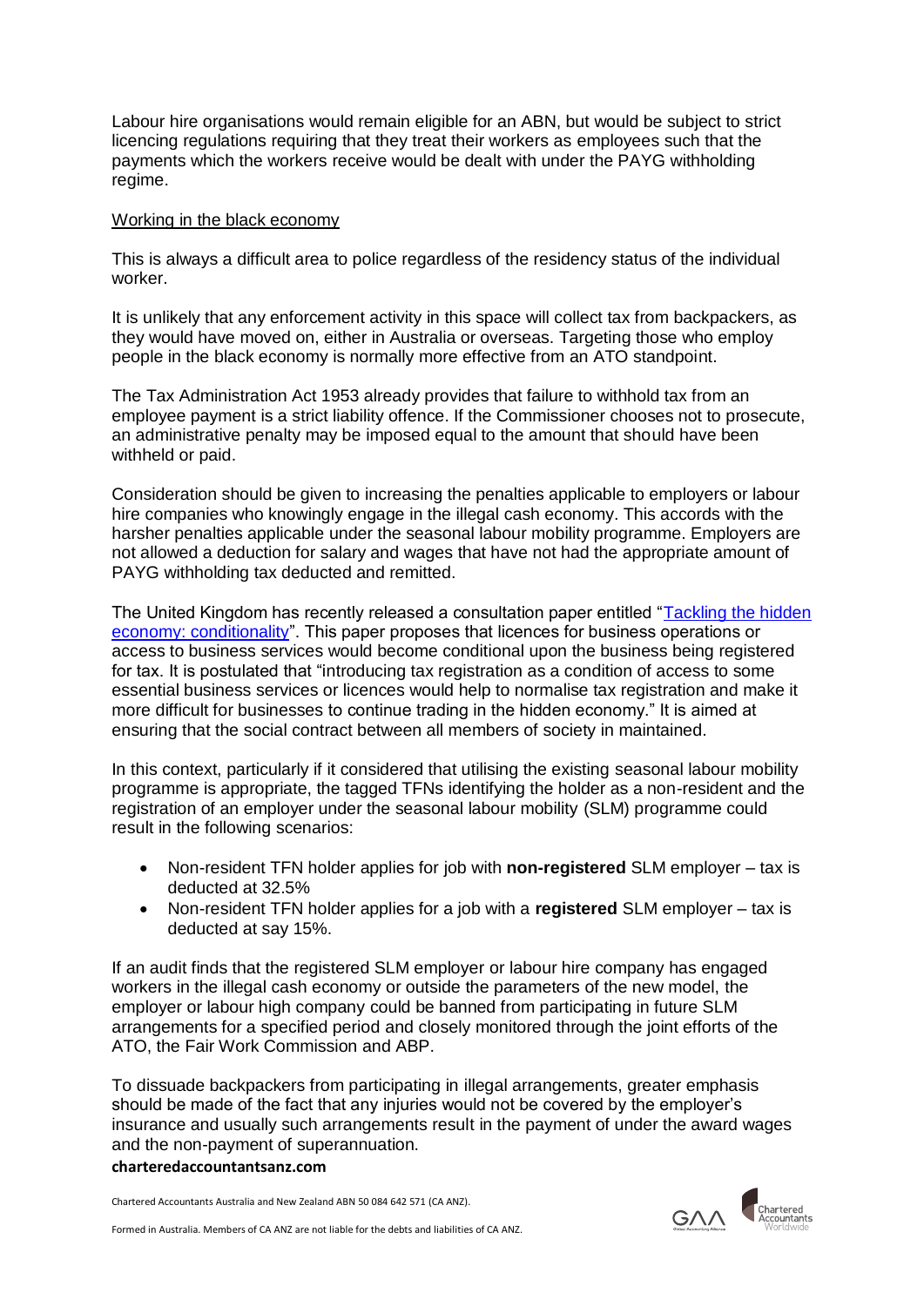Labour hire organisations would remain eligible for an ABN, but would be subject to strict licencing regulations requiring that they treat their workers as employees such that the payments which the workers receive would be dealt with under the PAYG withholding regime.

Working in the black economy

This is always a difficult area to police regardless of the residency status of the individual worker.

It is unlikely that any enforcement activity in this space will collect tax from backpackers, as they would have moved on, either in Australia or overseas. Targeting those who employ people in the black economy is normally more effective from an ATO standpoint.

The Tax Administration Act 1953 already provides that failure to withhold tax from an employee payment is a strict liability offence. If the Commissioner chooses not to prosecute, an administrative penalty may be imposed equal to the amount that should have been withheld or paid.

Consideration should be given to increasing the penalties applicable to employers or labour hire companies who knowingly engage in the illegal cash economy. This accords with the harsher penalties applicable under the seasonal labour mobility programme. Employers are not allowed a deduction for salary and wages that have not had the appropriate amount of PAYG withholding tax deducted and remitted.

The United Kingdom has recently released a consultation paper entitled "Tackling the hidden economy: conditionality". This paper proposes that licences for business operations or access to business services would become conditional upon the business being registered for tax. It is postulated that "introducing tax registration as a condition of access to some essential business services or licences would help to normalise tax registration and make it more difficult for businesses to continue trading in the hidden economy." It is aimed at ensuring that the social contract between all members of society in maintained.

In this context, particularly if it considered that utilising the existing seasonal labour mobility programme is appropriate, the tagged TFNs identifying the holder as a non-resident and the registration of an employer under the seasonal labour mobility (SLM) programme could result in the following scenarios:

- Non-resident TFN holder applies for job with **non-registered** SLM employer – tax is deducted at 32.5%
- Non-resident TFN holder applies for a job with a **registered** SLM employer – tax is deducted at say 15%.

If an audit finds that the registered SLM employer or labour hire company has engaged workers in the illegal cash economy or outside the parameters of the new model, the employer or labour high company could be banned from participating in future SLM arrangements for a specified period and closely monitored through the joint efforts of the ATO, the Fair Work Commission and ABP.

To dissuade backpackers from participating in illegal arrangements, greater emphasis should be made of the fact that any injuries would not be covered by the employer's insurance and usually such arrangements result in the payment of under the award wages and the non-payment of superannuation.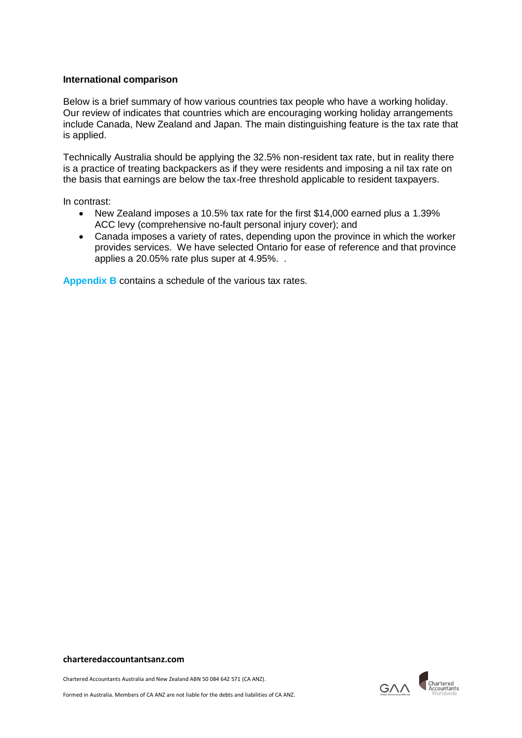**International comparison**

Below is a brief summary of how various countries tax people who have a working holiday. Our review of indicates that countries which are encouraging working holiday arrangements include Canada, New Zealand and Japan. The main distinguishing feature is the tax rate that is applied.

Technically Australia should be applying the 32.5% non-resident tax rate, but in reality there is a practice of treating backpackers as if they were residents and imposing a nil tax rate on the basis that earnings are below the tax-free threshold applicable to resident taxpayers.

In contrast:

- New Zealand imposes a 10.5% tax rate for the first $14,000 earned plus a 1.39% ACC levy (comprehensive no-fault personal injury cover); and
- Canada imposes a variety of rates, depending upon the province in which the worker provides services. We have selected Ontario for ease of reference and that province applies a 20.05% rate plus super at 4.95%. .

**Appendix B** contains a schedule of the various tax rates.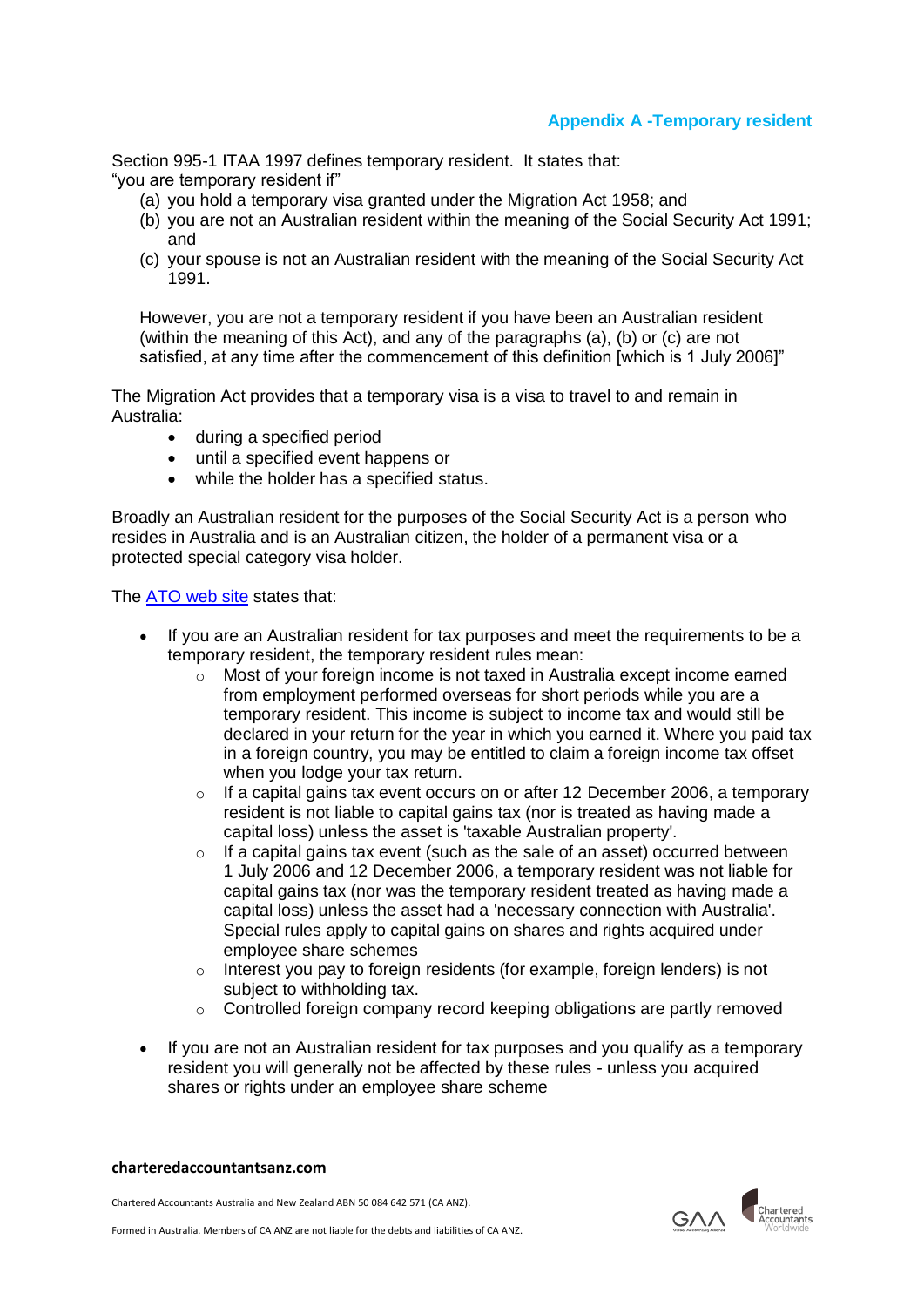## Appendix A -Temporary resident

Section 995-1 ITAA 1997 defines temporary resident. It states that:
"you are temporary resident if"

(a) you hold a temporary visa granted under the Migration Act 1958; and
(b) you are not an Australian resident within the meaning of the Social Security Act 1991; and
(c) your spouse is not an Australian resident with the meaning of the Social Security Act 1991.

However, you are not a temporary resident if you have been an Australian resident (within the meaning of this Act), and any of the paragraphs (a), (b) or (c) are not satisfied, at any time after the commencement of this definition [which is 1 July 2006]"

The Migration Act provides that a temporary visa is a visa to travel to and remain in Australia:

- during a specified period
- until a specified event happens or
- while the holder has a specified status.

Broadly an Australian resident for the purposes of the Social Security Act is a person who resides in Australia and is an Australian citizen, the holder of a permanent visa or a protected special category visa holder.

The ATO web site states that:

- If you are an Australian resident for tax purposes and meet the requirements to be a temporary resident, the temporary resident rules mean:
  - Most of your foreign income is not taxed in Australia except income earned from employment performed overseas for short periods while you are a temporary resident. This income is subject to income tax and would still be declared in your return for the year in which you earned it. Where you paid tax in a foreign country, you may be entitled to claim a foreign income tax offset when you lodge your tax return.
  - If a capital gains tax event occurs on or after 12 December 2006, a temporary resident is not liable to capital gains tax (nor is treated as having made a capital loss) unless the asset is 'taxable Australian property'.
  - If a capital gains tax event (such as the sale of an asset) occurred between 1 July 2006 and 12 December 2006, a temporary resident was not liable for capital gains tax (nor was the temporary resident treated as having made a capital loss) unless the asset had a 'necessary connection with Australia'. Special rules apply to capital gains on shares and rights acquired under employee share schemes
  - Interest you pay to foreign residents (for example, foreign lenders) is not subject to withholding tax.
  - Controlled foreign company record keeping obligations are partly removed

- If you are not an Australian resident for tax purposes and you qualify as a temporary resident you will generally not be affected by these rules - unless you acquired shares or rights under an employee share scheme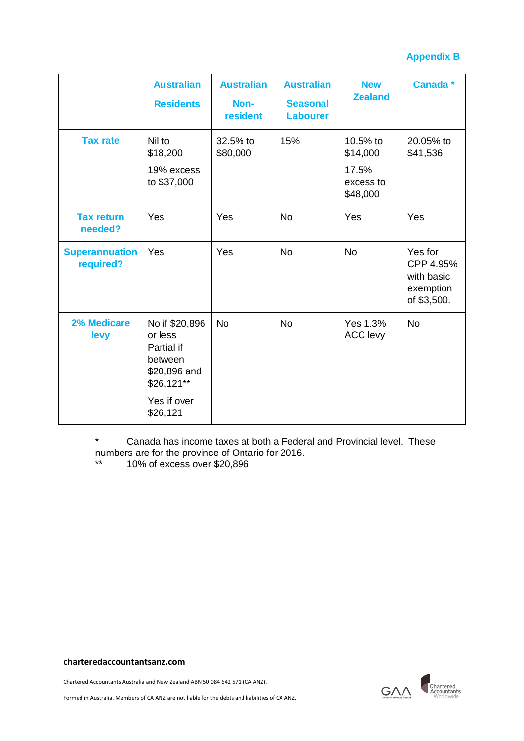**Appendix B**

| | Australian Residents | Australian Non-resident | Australian Seasonal Labourer | New Zealand | Canada * |
|---|---|---|---|---|---|
| **Tax rate** | Nil to $18,200<br>19% excess to $37,000 | 32.5% to $80,000 | 15% | 10.5% to $14,000<br>17.5% excess to $48,000 | 20.05% to $41,536 |
| **Tax return needed?** | Yes | Yes | No | Yes | Yes |
| **Superannuation required?** | Yes | Yes | No | No | Yes for CPP 4.95% with basic exemption of $3,500. |
| **2% Medicare levy** | No if $20,896 or less<br>Partial if between $20,896 and $26,121**<br>Yes if over $26,121 | No | No | Yes 1.3% ACC levy | No |

\* Canada has income taxes at both a Federal and Provincial level. These numbers are for the province of Ontario for 2016.

\** 10% of excess over $20,896